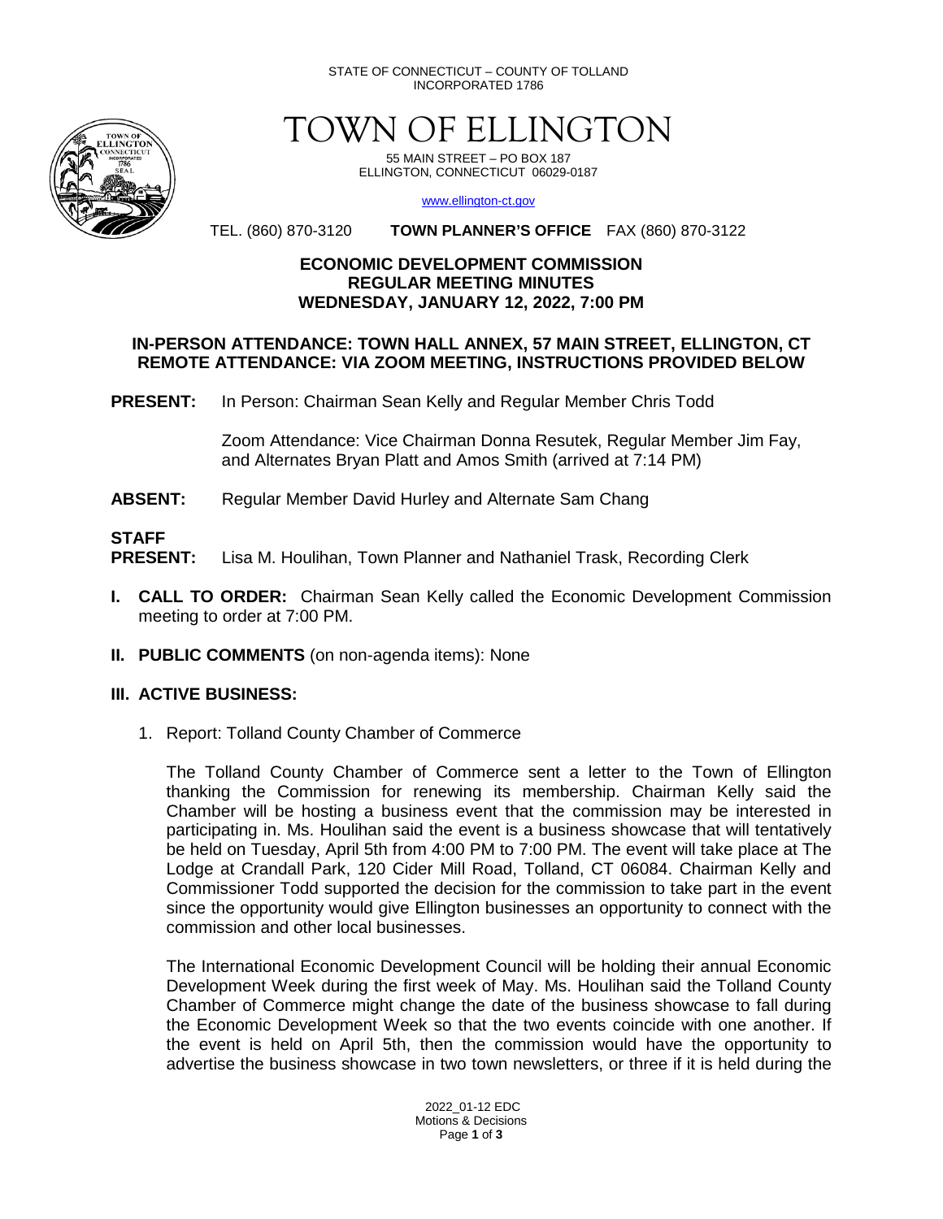STATE OF CONNECTICUT – COUNTY OF TOLLAND
INCORPORATED 1786

# TOWN OF ELLINGTON

55 MAIN STREET – PO BOX 187
ELLINGTON, CONNECTICUT 06029-0187

www.ellington-ct.gov

TEL. (860) 870-3120 **TOWN PLANNER'S OFFICE** FAX (860) 870-3122

## ECONOMIC DEVELOPMENT COMMISSION
## REGULAR MEETING MINUTES
## WEDNESDAY, JANUARY 12, 2022, 7:00 PM

### IN-PERSON ATTENDANCE: TOWN HALL ANNEX, 57 MAIN STREET, ELLINGTON, CT
### REMOTE ATTENDANCE: VIA ZOOM MEETING, INSTRUCTIONS PROVIDED BELOW

**PRESENT:** In Person: Chairman Sean Kelly and Regular Member Chris Todd

Zoom Attendance: Vice Chairman Donna Resutek, Regular Member Jim Fay, and Alternates Bryan Platt and Amos Smith (arrived at 7:14 PM)

**ABSENT:** Regular Member David Hurley and Alternate Sam Chang

**STAFF PRESENT:** Lisa M. Houlihan, Town Planner and Nathaniel Trask, Recording Clerk

**I. CALL TO ORDER:** Chairman Sean Kelly called the Economic Development Commission meeting to order at 7:00 PM.

**II. PUBLIC COMMENTS** (on non-agenda items): None

**III. ACTIVE BUSINESS:**

1. Report: Tolland County Chamber of Commerce

   The Tolland County Chamber of Commerce sent a letter to the Town of Ellington thanking the Commission for renewing its membership. Chairman Kelly said the Chamber will be hosting a business event that the commission may be interested in participating in. Ms. Houlihan said the event is a business showcase that will tentatively be held on Tuesday, April 5th from 4:00 PM to 7:00 PM. The event will take place at The Lodge at Crandall Park, 120 Cider Mill Road, Tolland, CT 06084. Chairman Kelly and Commissioner Todd supported the decision for the commission to take part in the event since the opportunity would give Ellington businesses an opportunity to connect with the commission and other local businesses.

   The International Economic Development Council will be holding their annual Economic Development Week during the first week of May. Ms. Houlihan said the Tolland County Chamber of Commerce might change the date of the business showcase to fall during the Economic Development Week so that the two events coincide with one another. If the event is held on April 5th, then the commission would have the opportunity to advertise the business showcase in two town newsletters, or three if it is held during the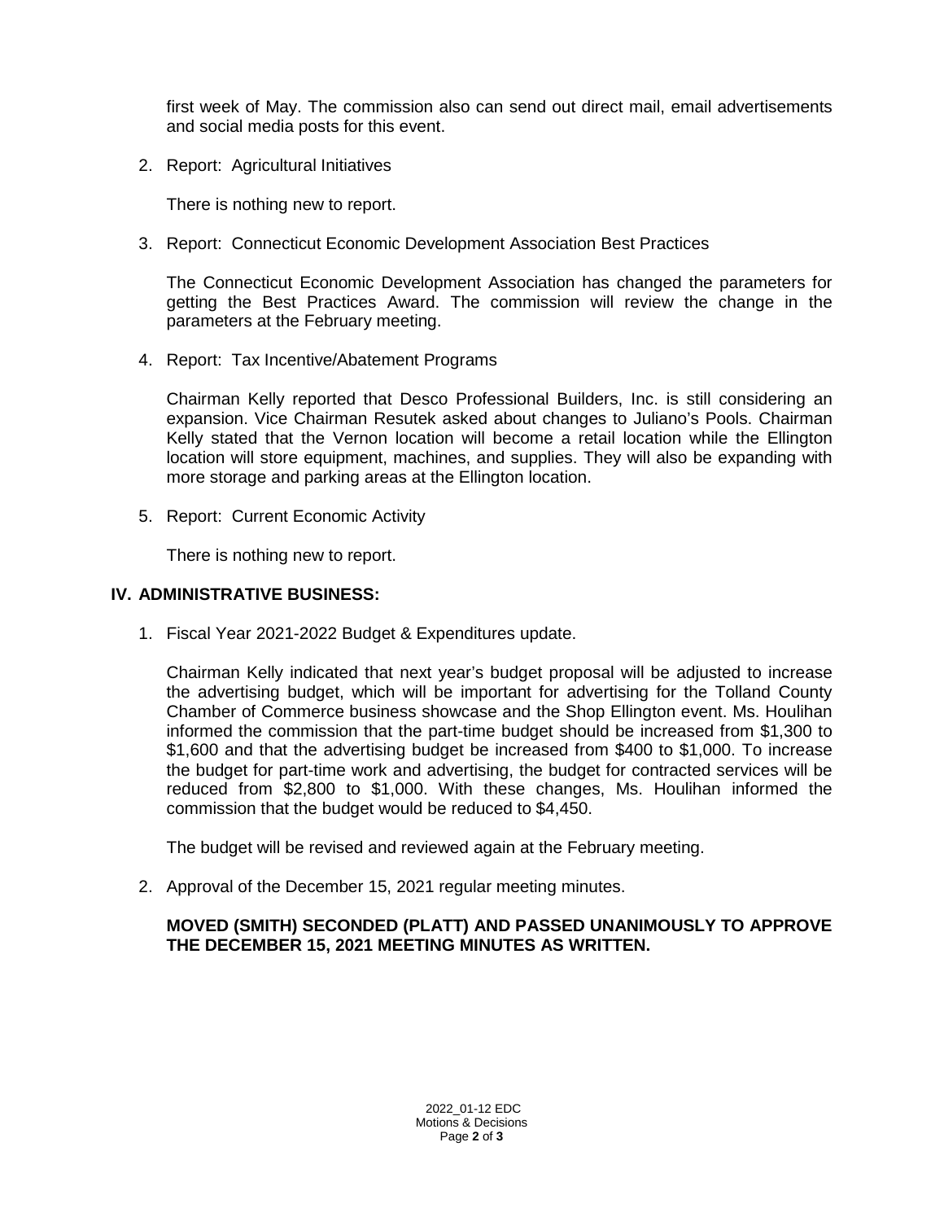first week of May. The commission also can send out direct mail, email advertisements and social media posts for this event.

2. Report: Agricultural Initiatives

   There is nothing new to report.

3. Report: Connecticut Economic Development Association Best Practices

   The Connecticut Economic Development Association has changed the parameters for getting the Best Practices Award. The commission will review the change in the parameters at the February meeting.

4. Report: Tax Incentive/Abatement Programs

   Chairman Kelly reported that Desco Professional Builders, Inc. is still considering an expansion. Vice Chairman Resutek asked about changes to Juliano's Pools. Chairman Kelly stated that the Vernon location will become a retail location while the Ellington location will store equipment, machines, and supplies. They will also be expanding with more storage and parking areas at the Ellington location.

5. Report: Current Economic Activity

   There is nothing new to report.

## IV. ADMINISTRATIVE BUSINESS:

1. Fiscal Year 2021-2022 Budget & Expenditures update.

   Chairman Kelly indicated that next year's budget proposal will be adjusted to increase the advertising budget, which will be important for advertising for the Tolland County Chamber of Commerce business showcase and the Shop Ellington event. Ms. Houlihan informed the commission that the part-time budget should be increased from $1,300 to $1,600 and that the advertising budget be increased from $400 to $1,000. To increase the budget for part-time work and advertising, the budget for contracted services will be reduced from $2,800 to $1,000. With these changes, Ms. Houlihan informed the commission that the budget would be reduced to $4,450.

   The budget will be revised and reviewed again at the February meeting.

2. Approval of the December 15, 2021 regular meeting minutes.

   **MOVED (SMITH) SECONDED (PLATT) AND PASSED UNANIMOUSLY TO APPROVE THE DECEMBER 15, 2021 MEETING MINUTES AS WRITTEN.**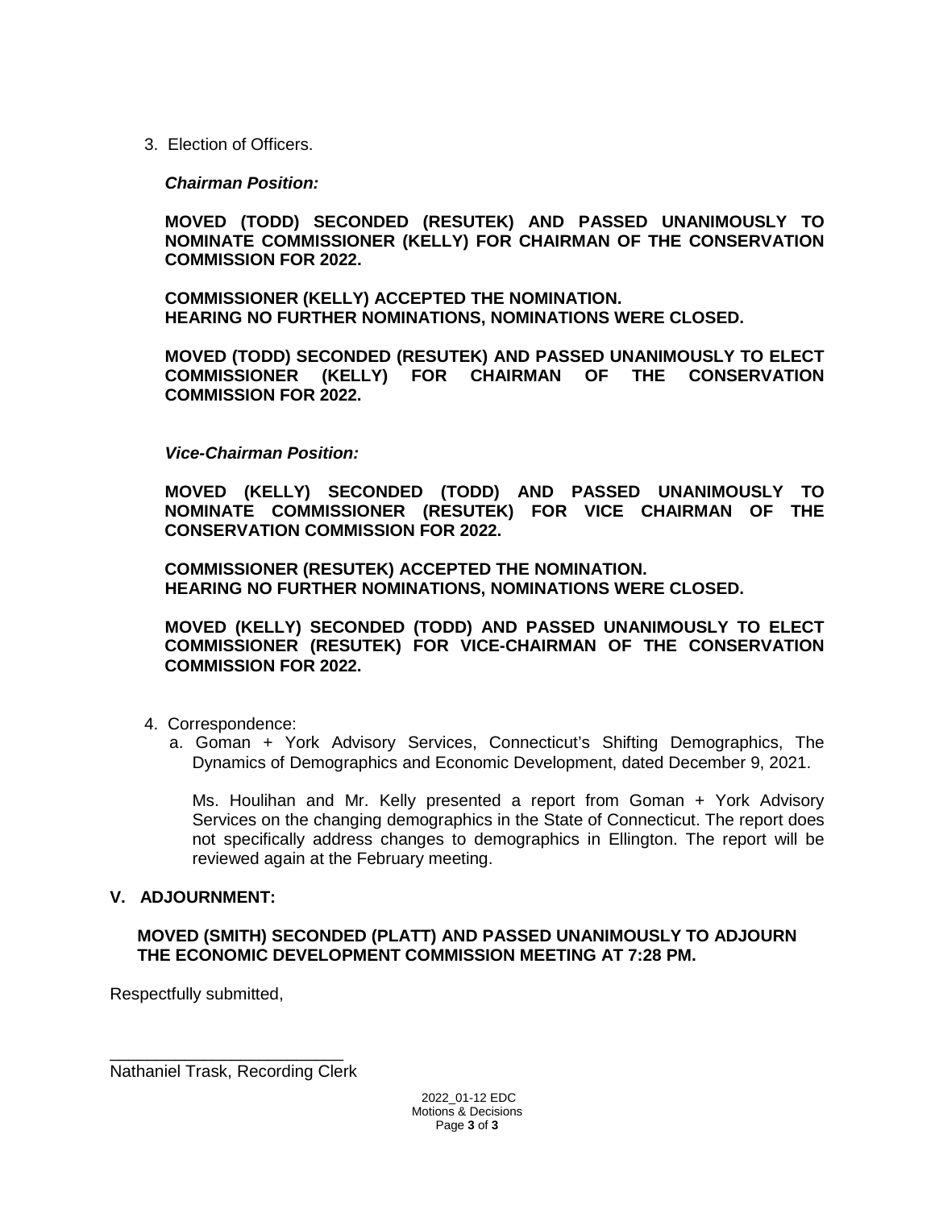3. Election of Officers.

   ***Chairman Position:***

   **MOVED (TODD) SECONDED (RESUTEK) AND PASSED UNANIMOUSLY TO NOMINATE COMMISSIONER (KELLY) FOR CHAIRMAN OF THE CONSERVATION COMMISSION FOR 2022.**

   **COMMISSIONER (KELLY) ACCEPTED THE NOMINATION.**
   **HEARING NO FURTHER NOMINATIONS, NOMINATIONS WERE CLOSED.**

   **MOVED (TODD) SECONDED (RESUTEK) AND PASSED UNANIMOUSLY TO ELECT COMMISSIONER (KELLY) FOR CHAIRMAN OF THE CONSERVATION COMMISSION FOR 2022.**

   ***Vice-Chairman Position:***

   **MOVED (KELLY) SECONDED (TODD) AND PASSED UNANIMOUSLY TO NOMINATE COMMISSIONER (RESUTEK) FOR VICE CHAIRMAN OF THE CONSERVATION COMMISSION FOR 2022.**

   **COMMISSIONER (RESUTEK) ACCEPTED THE NOMINATION.**
   **HEARING NO FURTHER NOMINATIONS, NOMINATIONS WERE CLOSED.**

   **MOVED (KELLY) SECONDED (TODD) AND PASSED UNANIMOUSLY TO ELECT COMMISSIONER (RESUTEK) FOR VICE-CHAIRMAN OF THE CONSERVATION COMMISSION FOR 2022.**

4. Correspondence:
   a. Goman + York Advisory Services, Connecticut's Shifting Demographics, The Dynamics of Demographics and Economic Development, dated December 9, 2021.

      Ms. Houlihan and Mr. Kelly presented a report from Goman + York Advisory Services on the changing demographics in the State of Connecticut. The report does not specifically address changes to demographics in Ellington. The report will be reviewed again at the February meeting.

## V. ADJOURNMENT:

**MOVED (SMITH) SECONDED (PLATT) AND PASSED UNANIMOUSLY TO ADJOURN THE ECONOMIC DEVELOPMENT COMMISSION MEETING AT 7:28 PM.**

Respectfully submitted,

\_\_\_\_\_\_\_\_\_\_\_\_\_\_\_\_\_\_\_\_\_\_\_\_\_\_

Nathaniel Trask, Recording Clerk